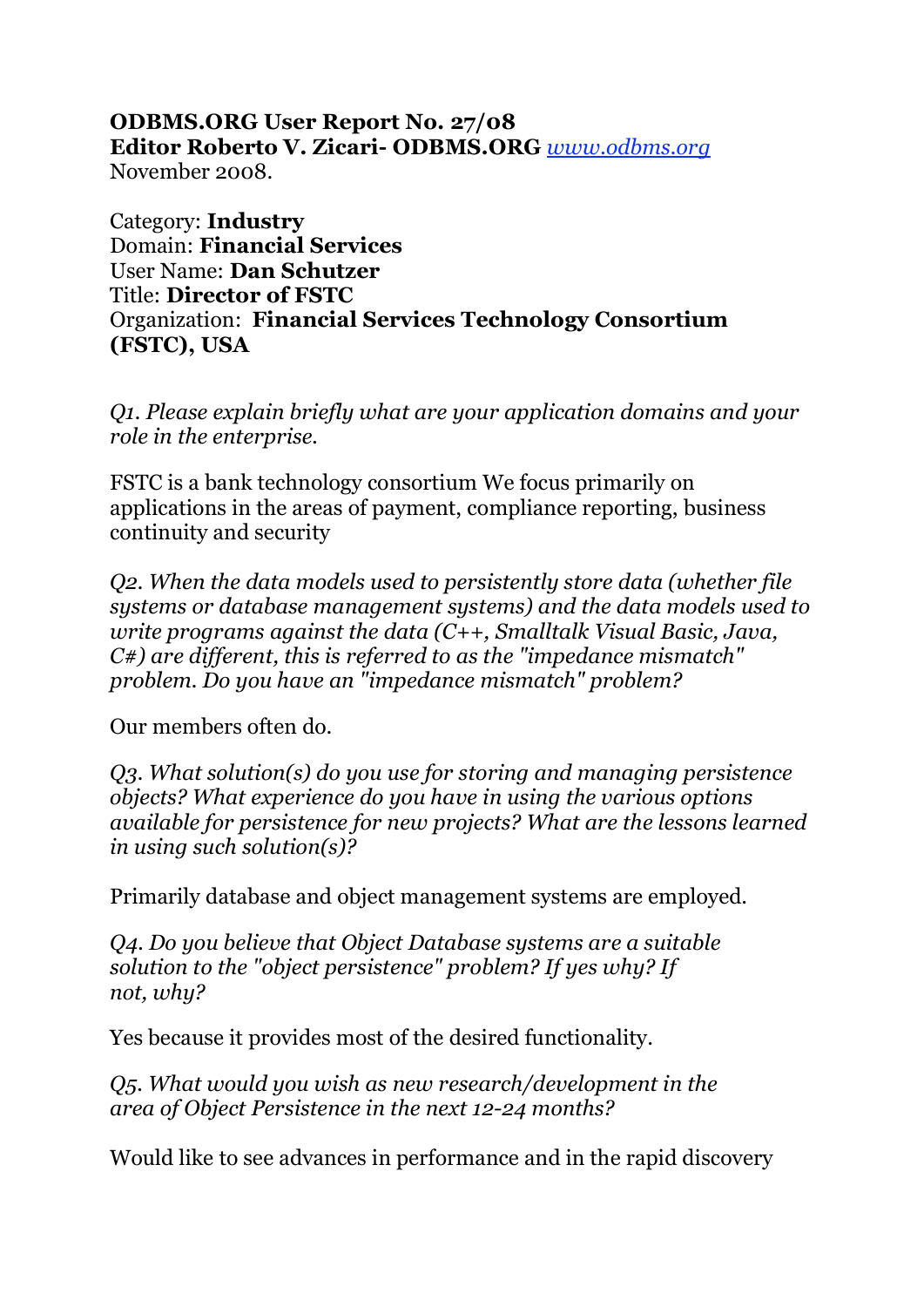**ODBMS.ORG User Report No. 27/08**
**Editor Roberto V. Zicari- ODBMS.ORG** [www.odbms.org](http://www.odbms.org)
November 2008.

Category: **Industry**
Domain: **Financial Services**
User Name: **Dan Schutzer**
Title: **Director of FSTC**
Organization: **Financial Services Technology Consortium (FSTC), USA**

*Q1. Please explain briefly what are your application domains and your role in the enterprise.*

FSTC is a bank technology consortium We focus primarily on applications in the areas of payment, compliance reporting, business continuity and security

*Q2. When the data models used to persistently store data (whether file systems or database management systems) and the data models used to write programs against the data (C++, Smalltalk Visual Basic, Java, C#) are different, this is referred to as the "impedance mismatch" problem. Do you have an "impedance mismatch" problem?*

Our members often do.

*Q3. What solution(s) do you use for storing and managing persistence objects? What experience do you have in using the various options available for persistence for new projects? What are the lessons learned in using such solution(s)?*

Primarily database and object management systems are employed.

*Q4. Do you believe that Object Database systems are a suitable solution to the "object persistence" problem? If yes why? If not, why?*

Yes because it provides most of the desired functionality.

*Q5. What would you wish as new research/development in the area of Object Persistence in the next 12-24 months?*

Would like to see advances in performance and in the rapid discovery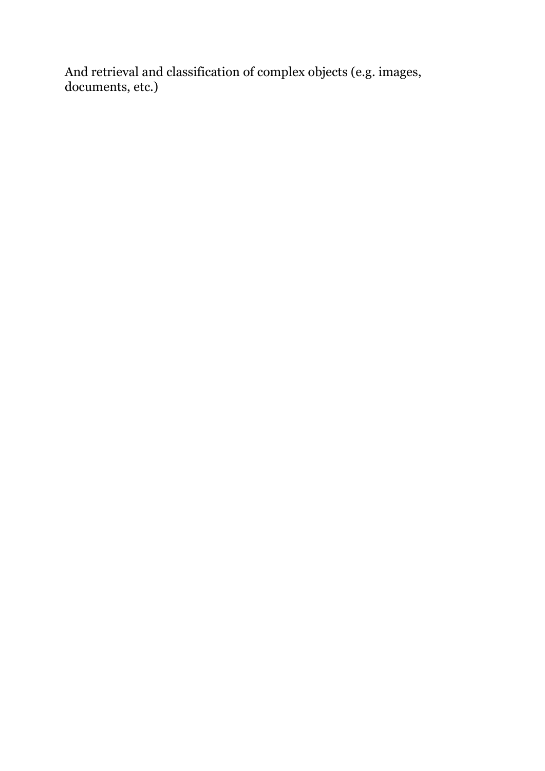And retrieval and classification of complex objects (e.g. images, documents, etc.)